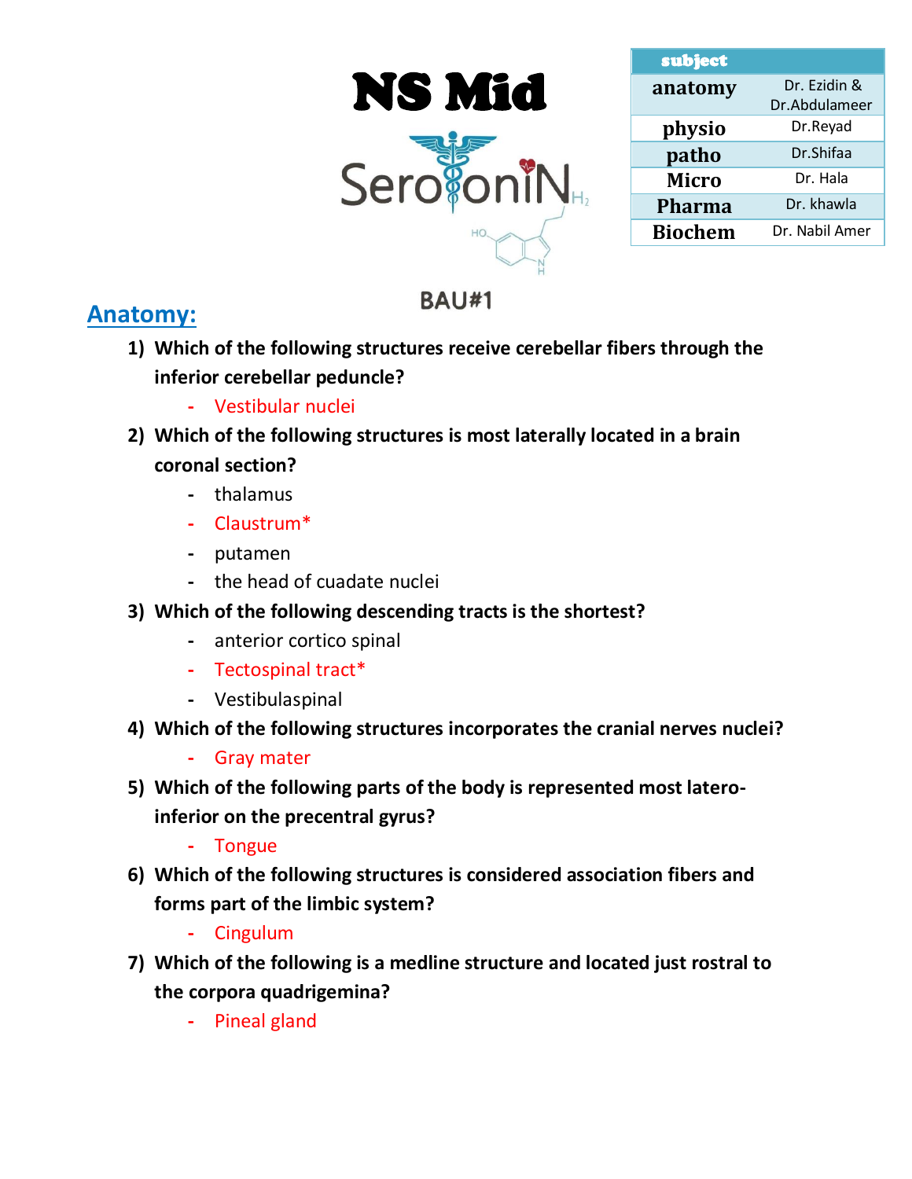# NS Mid

| subject | |
|---|---|
| anatomy | Dr. Ezidin & Dr.Abdulameer |
| physio | Dr.Reyad |
| patho | Dr.Shifaa |
| Micro | Dr. Hala |
| Pharma | Dr. khawla |
| Biochem | Dr. Nabil Amer |

SerotoniN

BAU#1

## Anatomy:

1) **Which of the following structures receive cerebellar fibers through the inferior cerebellar peduncle?**
   - Vestibular nuclei
2) **Which of the following structures is most laterally located in a brain coronal section?**
   - thalamus
   - Claustrum*
   - putamen
   - the head of cuadate nuclei
3) **Which of the following descending tracts is the shortest?**
   - anterior cortico spinal
   - Tectospinal tract*
   - Vestibulaspinal
4) **Which of the following structures incorporates the cranial nerves nuclei?**
   - Gray mater
5) **Which of the following parts of the body is represented most latero-inferior on the precentral gyrus?**
   - Tongue
6) **Which of the following structures is considered association fibers and forms part of the limbic system?**
   - Cingulum
7) **Which of the following is a medline structure and located just rostral to the corpora quadrigemina?**
   - Pineal gland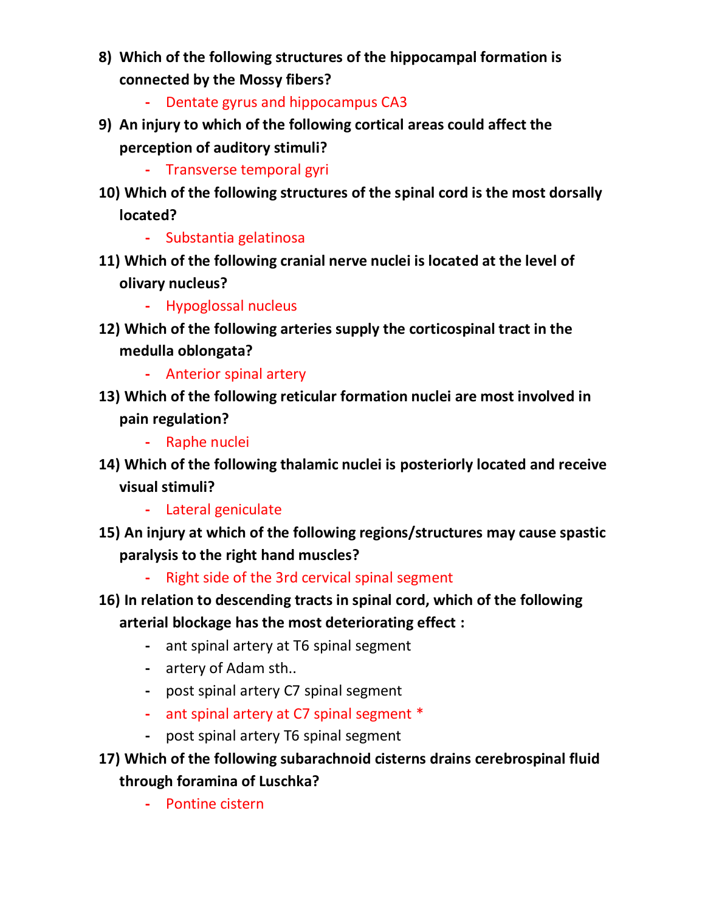8) **Which of the following structures of the hippocampal formation is connected by the Mossy fibers?**
   - Dentate gyrus and hippocampus CA3
9) **An injury to which of the following cortical areas could affect the perception of auditory stimuli?**
   - Transverse temporal gyri
10) **Which of the following structures of the spinal cord is the most dorsally located?**
    - Substantia gelatinosa
11) **Which of the following cranial nerve nuclei is located at the level of olivary nucleus?**
    - Hypoglossal nucleus
12) **Which of the following arteries supply the corticospinal tract in the medulla oblongata?**
    - Anterior spinal artery
13) **Which of the following reticular formation nuclei are most involved in pain regulation?**
    - Raphe nuclei
14) **Which of the following thalamic nuclei is posteriorly located and receive visual stimuli?**
    - Lateral geniculate
15) **An injury at which of the following regions/structures may cause spastic paralysis to the right hand muscles?**
    - Right side of the 3rd cervical spinal segment
16) **In relation to descending tracts in spinal cord, which of the following arterial blockage has the most deteriorating effect :**
    - ant spinal artery at T6 spinal segment
    - artery of Adam sth..
    - post spinal artery C7 spinal segment
    - ant spinal artery at C7 spinal segment *
    - post spinal artery T6 spinal segment
17) **Which of the following subarachnoid cisterns drains cerebrospinal fluid through foramina of Luschka?**
    - Pontine cistern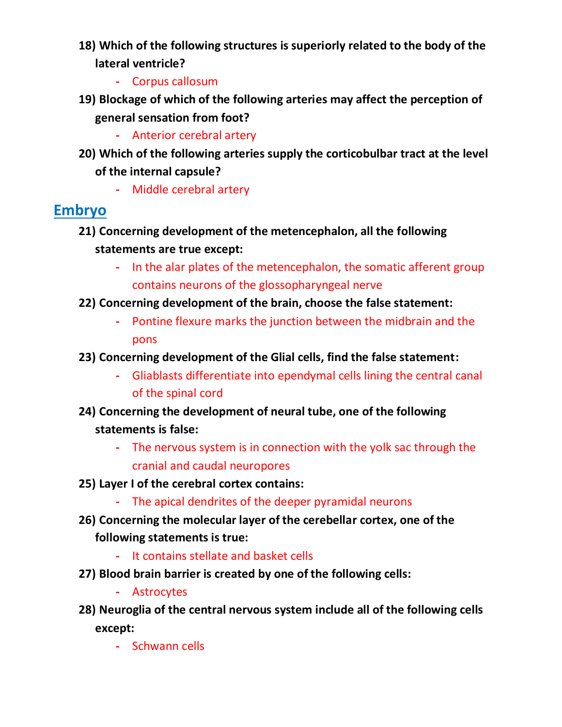18) **Which of the following structures is superiorly related to the body of the lateral ventricle?**
   - Corpus callosum

19) **Blockage of which of the following arteries may affect the perception of general sensation from foot?**
   - Anterior cerebral artery

20) **Which of the following arteries supply the corticobulbar tract at the level of the internal capsule?**
   - Middle cerebral artery

## Embryo

21) **Concerning development of the metencephalon, all the following statements are true except:**
   - In the alar plates of the metencephalon, the somatic afferent group contains neurons of the glossopharyngeal nerve

22) **Concerning development of the brain, choose the false statement:**
   - Pontine flexure marks the junction between the midbrain and the pons

23) **Concerning development of the Glial cells, find the false statement:**
   - Gliablasts differentiate into ependymal cells lining the central canal of the spinal cord

24) **Concerning the development of neural tube, one of the following statements is false:**
   - The nervous system is in connection with the yolk sac through the cranial and caudal neuropores

25) **Layer I of the cerebral cortex contains:**
   - The apical dendrites of the deeper pyramidal neurons

26) **Concerning the molecular layer of the cerebellar cortex, one of the following statements is true:**
   - It contains stellate and basket cells

27) **Blood brain barrier is created by one of the following cells:**
   - Astrocytes

28) **Neuroglia of the central nervous system include all of the following cells except:**
   - Schwann cells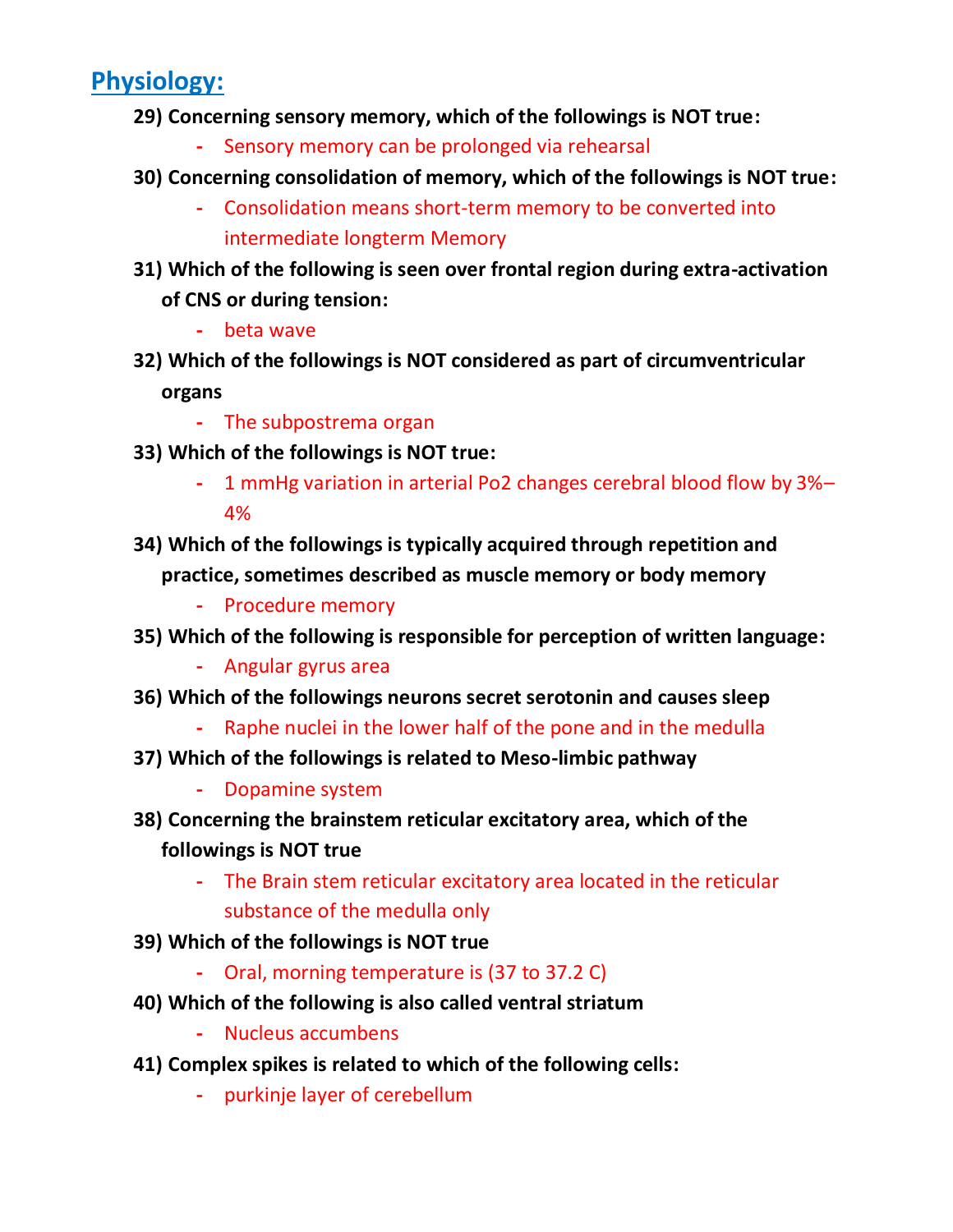## Physiology:

**29) Concerning sensory memory, which of the followings is NOT true:**

- Sensory memory can be prolonged via rehearsal

**30) Concerning consolidation of memory, which of the followings is NOT true:**

- Consolidation means short-term memory to be converted into intermediate longterm Memory

**31) Which of the following is seen over frontal region during extra-activation of CNS or during tension:**

- beta wave

**32) Which of the followings is NOT considered as part of circumventricular organs**

- The subpostrema organ

**33) Which of the followings is NOT true:**

- 1 mmHg variation in arterial Po2 changes cerebral blood flow by 3%–4%

**34) Which of the followings is typically acquired through repetition and practice, sometimes described as muscle memory or body memory**

- Procedure memory

**35) Which of the following is responsible for perception of written language:**

- Angular gyrus area

**36) Which of the followings neurons secret serotonin and causes sleep**

- Raphe nuclei in the lower half of the pone and in the medulla

**37) Which of the followings is related to Meso-limbic pathway**

- Dopamine system

**38) Concerning the brainstem reticular excitatory area, which of the followings is NOT true**

- The Brain stem reticular excitatory area located in the reticular substance of the medulla only

**39) Which of the followings is NOT true**

- Oral, morning temperature is (37 to 37.2 C)

**40) Which of the following is also called ventral striatum**

- Nucleus accumbens

**41) Complex spikes is related to which of the following cells:**

- purkinje layer of cerebellum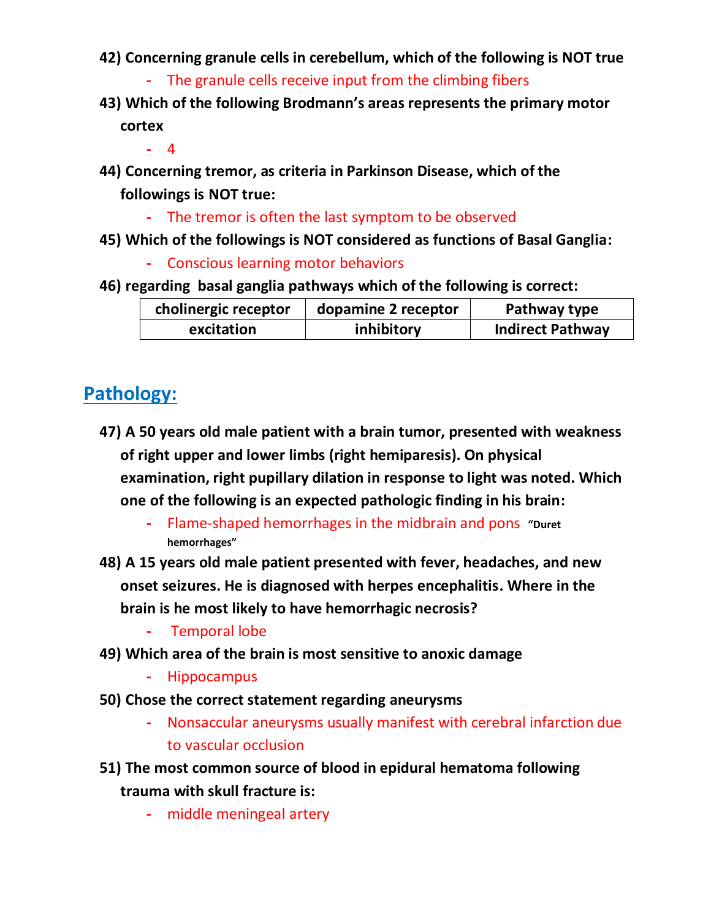**42) Concerning granule cells in cerebellum, which of the following is NOT true**

- The granule cells receive input from the climbing fibers

**43) Which of the following Brodmann's areas represents the primary motor cortex**

- 4

**44) Concerning tremor, as criteria in Parkinson Disease, which of the followings is NOT true:**

- The tremor is often the last symptom to be observed

**45) Which of the followings is NOT considered as functions of Basal Ganglia:**

- Conscious learning motor behaviors

**46) regarding basal ganglia pathways which of the following is correct:**

| cholinergic receptor | dopamine 2 receptor | Pathway type |
|---|---|---|
| excitation | inhibitory | Indirect Pathway |

## Pathology:

**47) A 50 years old male patient with a brain tumor, presented with weakness of right upper and lower limbs (right hemiparesis). On physical examination, right pupillary dilation in response to light was noted. Which one of the following is an expected pathologic finding in his brain:**

- Flame-shaped hemorrhages in the midbrain and pons **"Duret hemorrhages"**

**48) A 15 years old male patient presented with fever, headaches, and new onset seizures. He is diagnosed with herpes encephalitis. Where in the brain is he most likely to have hemorrhagic necrosis?**

- Temporal lobe

**49) Which area of the brain is most sensitive to anoxic damage**

- Hippocampus

**50) Chose the correct statement regarding aneurysms**

- Nonsaccular aneurysms usually manifest with cerebral infarction due to vascular occlusion

**51) The most common source of blood in epidural hematoma following trauma with skull fracture is:**

- middle meningeal artery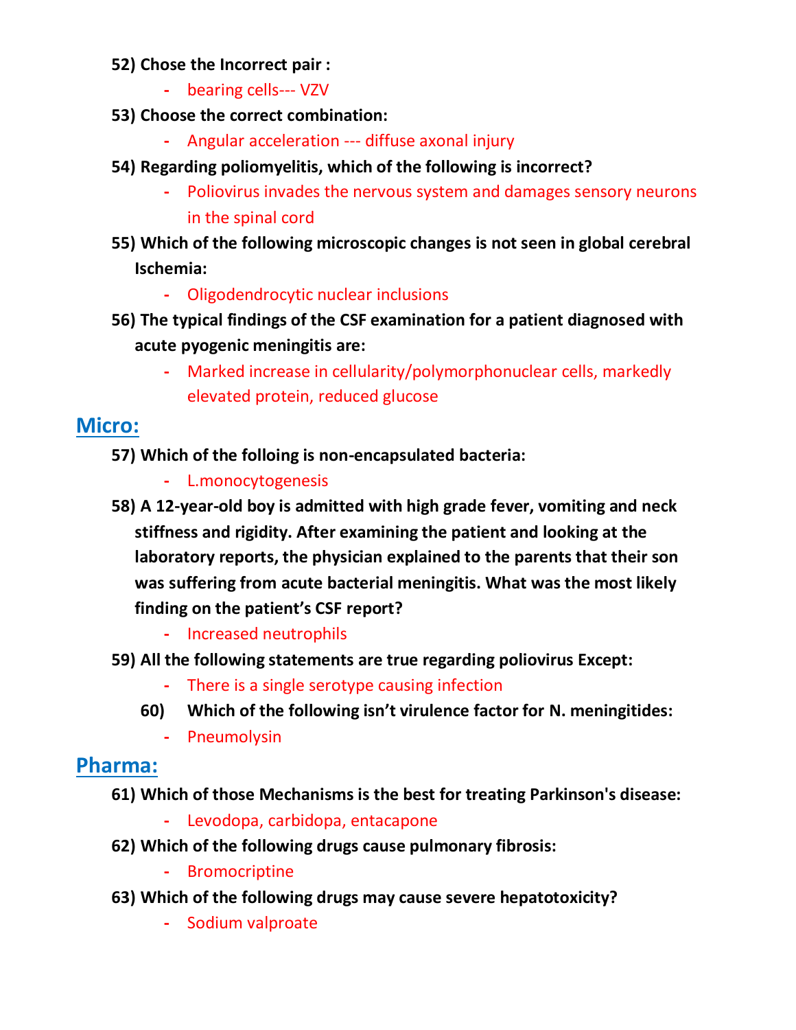**52) Chose the Incorrect pair :**

- bearing cells--- VZV

**53) Choose the correct combination:**

- Angular acceleration --- diffuse axonal injury

**54) Regarding poliomyelitis, which of the following is incorrect?**

- Poliovirus invades the nervous system and damages sensory neurons in the spinal cord

**55) Which of the following microscopic changes is not seen in global cerebral Ischemia:**

- Oligodendrocytic nuclear inclusions

**56) The typical findings of the CSF examination for a patient diagnosed with acute pyogenic meningitis are:**

- Marked increase in cellularity/polymorphonuclear cells, markedly elevated protein, reduced glucose

## Micro:

**57) Which of the folloing is non-encapsulated bacteria:**

- L.monocytogenesis

**58) A 12-year-old boy is admitted with high grade fever, vomiting and neck stiffness and rigidity. After examining the patient and looking at the laboratory reports, the physician explained to the parents that their son was suffering from acute bacterial meningitis. What was the most likely finding on the patient's CSF report?**

- Increased neutrophils

**59) All the following statements are true regarding poliovirus Except:**

- There is a single serotype causing infection

**60) Which of the following isn't virulence factor for N. meningitides:**

- Pneumolysin

## Pharma:

**61) Which of those Mechanisms is the best for treating Parkinson's disease:**

- Levodopa, carbidopa, entacapone

**62) Which of the following drugs cause pulmonary fibrosis:**

- Bromocriptine

**63) Which of the following drugs may cause severe hepatotoxicity?**

- Sodium valproate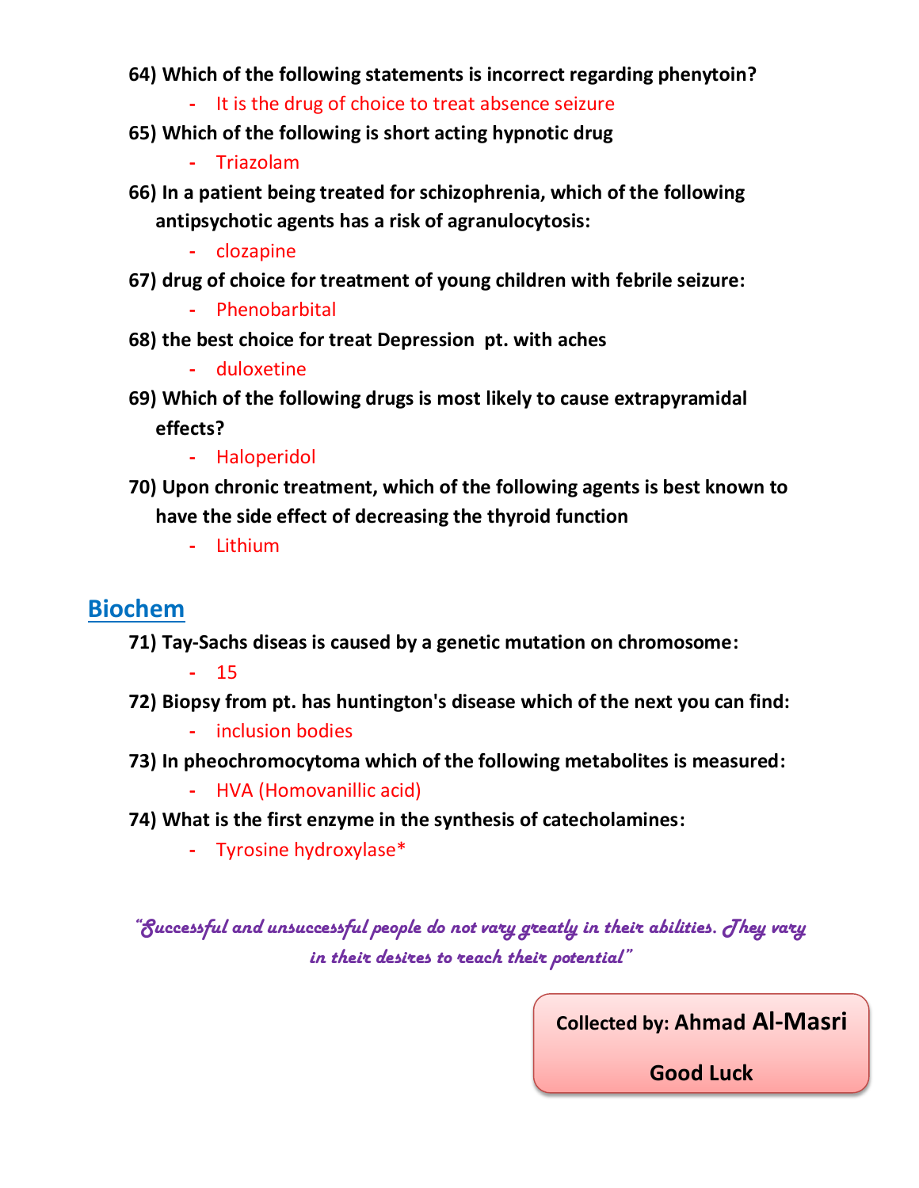64) **Which of the following statements is incorrect regarding phenytoin?**

- It is the drug of choice to treat absence seizure

65) **Which of the following is short acting hypnotic drug**

- Triazolam

66) **In a patient being treated for schizophrenia, which of the following antipsychotic agents has a risk of agranulocytosis:**

- clozapine

67) **drug of choice for treatment of young children with febrile seizure:**

- Phenobarbital

68) **the best choice for treat Depression pt. with aches**

- duloxetine

69) **Which of the following drugs is most likely to cause extrapyramidal effects?**

- Haloperidol

70) **Upon chronic treatment, which of the following agents is best known to have the side effect of decreasing the thyroid function**

- Lithium

## Biochem

71) **Tay-Sachs diseas is caused by a genetic mutation on chromosome:**

- 15

72) **Biopsy from pt. has huntington's disease which of the next you can find:**

- inclusion bodies

73) **In pheochromocytoma which of the following metabolites is measured:**

- HVA (Homovanillic acid)

74) **What is the first enzyme in the synthesis of catecholamines:**

- Tyrosine hydroxylase*

*"Successful and unsuccessful people do not vary greatly in their abilities. They vary in their desires to reach their potential"*

**Collected by: Ahmad Al-Masri**

**Good Luck**